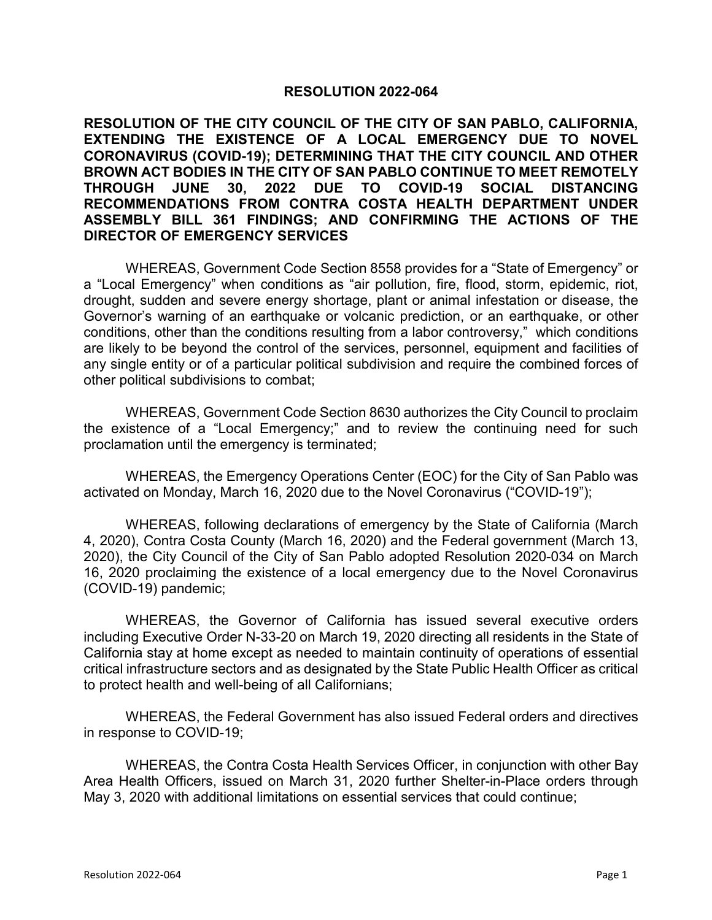# RESOLUTION 2022-064

**RESOLUTION OF THE CITY COUNCIL OF THE CITY OF SAN PABLO, CALIFORNIA, EXTENDING THE EXISTENCE OF A LOCAL EMERGENCY DUE TO NOVEL CORONAVIRUS (COVID-19); DETERMINING THAT THE CITY COUNCIL AND OTHER BROWN ACT BODIES IN THE CITY OF SAN PABLO CONTINUE TO MEET REMOTELY THROUGH JUNE 30, 2022 DUE TO COVID-19 SOCIAL DISTANCING RECOMMENDATIONS FROM CONTRA COSTA HEALTH DEPARTMENT UNDER ASSEMBLY BILL 361 FINDINGS; AND CONFIRMING THE ACTIONS OF THE DIRECTOR OF EMERGENCY SERVICES**

WHEREAS, Government Code Section 8558 provides for a "State of Emergency" or a "Local Emergency" when conditions as "air pollution, fire, flood, storm, epidemic, riot, drought, sudden and severe energy shortage, plant or animal infestation or disease, the Governor's warning of an earthquake or volcanic prediction, or an earthquake, or other conditions, other than the conditions resulting from a labor controversy," which conditions are likely to be beyond the control of the services, personnel, equipment and facilities of any single entity or of a particular political subdivision and require the combined forces of other political subdivisions to combat;

WHEREAS, Government Code Section 8630 authorizes the City Council to proclaim the existence of a "Local Emergency;" and to review the continuing need for such proclamation until the emergency is terminated;

WHEREAS, the Emergency Operations Center (EOC) for the City of San Pablo was activated on Monday, March 16, 2020 due to the Novel Coronavirus ("COVID-19");

WHEREAS, following declarations of emergency by the State of California (March 4, 2020), Contra Costa County (March 16, 2020) and the Federal government (March 13, 2020), the City Council of the City of San Pablo adopted Resolution 2020-034 on March 16, 2020 proclaiming the existence of a local emergency due to the Novel Coronavirus (COVID-19) pandemic;

WHEREAS, the Governor of California has issued several executive orders including Executive Order N-33-20 on March 19, 2020 directing all residents in the State of California stay at home except as needed to maintain continuity of operations of essential critical infrastructure sectors and as designated by the State Public Health Officer as critical to protect health and well-being of all Californians;

WHEREAS, the Federal Government has also issued Federal orders and directives in response to COVID-19;

WHEREAS, the Contra Costa Health Services Officer, in conjunction with other Bay Area Health Officers, issued on March 31, 2020 further Shelter-in-Place orders through May 3, 2020 with additional limitations on essential services that could continue;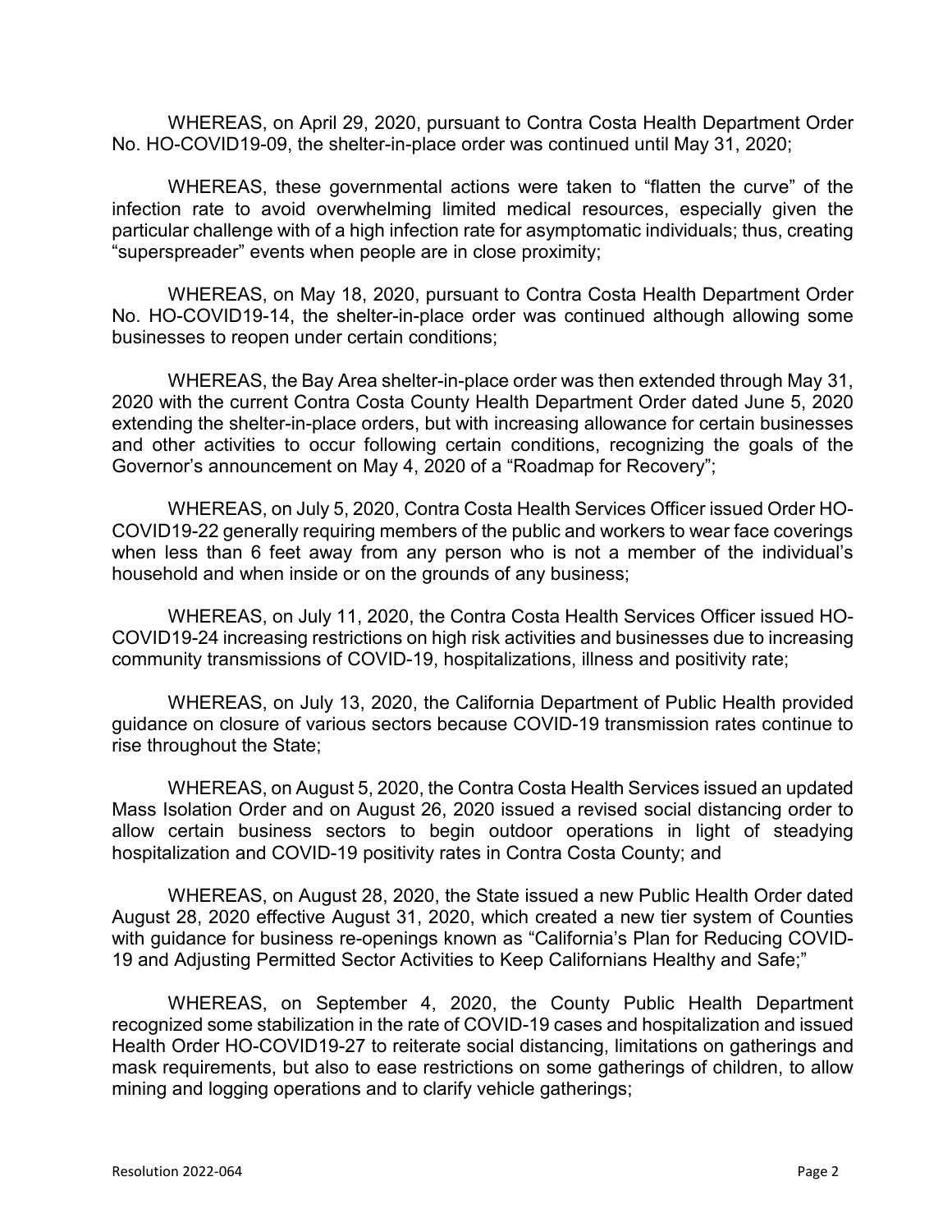WHEREAS, on April 29, 2020, pursuant to Contra Costa Health Department Order No. HO-COVID19-09, the shelter-in-place order was continued until May 31, 2020;

WHEREAS, these governmental actions were taken to "flatten the curve" of the infection rate to avoid overwhelming limited medical resources, especially given the particular challenge with of a high infection rate for asymptomatic individuals; thus, creating "superspreader" events when people are in close proximity;

WHEREAS, on May 18, 2020, pursuant to Contra Costa Health Department Order No. HO-COVID19-14, the shelter-in-place order was continued although allowing some businesses to reopen under certain conditions;

WHEREAS, the Bay Area shelter-in-place order was then extended through May 31, 2020 with the current Contra Costa County Health Department Order dated June 5, 2020 extending the shelter-in-place orders, but with increasing allowance for certain businesses and other activities to occur following certain conditions, recognizing the goals of the Governor's announcement on May 4, 2020 of a "Roadmap for Recovery";

WHEREAS, on July 5, 2020, Contra Costa Health Services Officer issued Order HO-COVID19-22 generally requiring members of the public and workers to wear face coverings when less than 6 feet away from any person who is not a member of the individual's household and when inside or on the grounds of any business;

WHEREAS, on July 11, 2020, the Contra Costa Health Services Officer issued HO-COVID19-24 increasing restrictions on high risk activities and businesses due to increasing community transmissions of COVID-19, hospitalizations, illness and positivity rate;

WHEREAS, on July 13, 2020, the California Department of Public Health provided guidance on closure of various sectors because COVID-19 transmission rates continue to rise throughout the State;

WHEREAS, on August 5, 2020, the Contra Costa Health Services issued an updated Mass Isolation Order and on August 26, 2020 issued a revised social distancing order to allow certain business sectors to begin outdoor operations in light of steadying hospitalization and COVID-19 positivity rates in Contra Costa County; and

WHEREAS, on August 28, 2020, the State issued a new Public Health Order dated August 28, 2020 effective August 31, 2020, which created a new tier system of Counties with guidance for business re-openings known as "California's Plan for Reducing COVID-19 and Adjusting Permitted Sector Activities to Keep Californians Healthy and Safe;"

WHEREAS, on September 4, 2020, the County Public Health Department recognized some stabilization in the rate of COVID-19 cases and hospitalization and issued Health Order HO-COVID19-27 to reiterate social distancing, limitations on gatherings and mask requirements, but also to ease restrictions on some gatherings of children, to allow mining and logging operations and to clarify vehicle gatherings;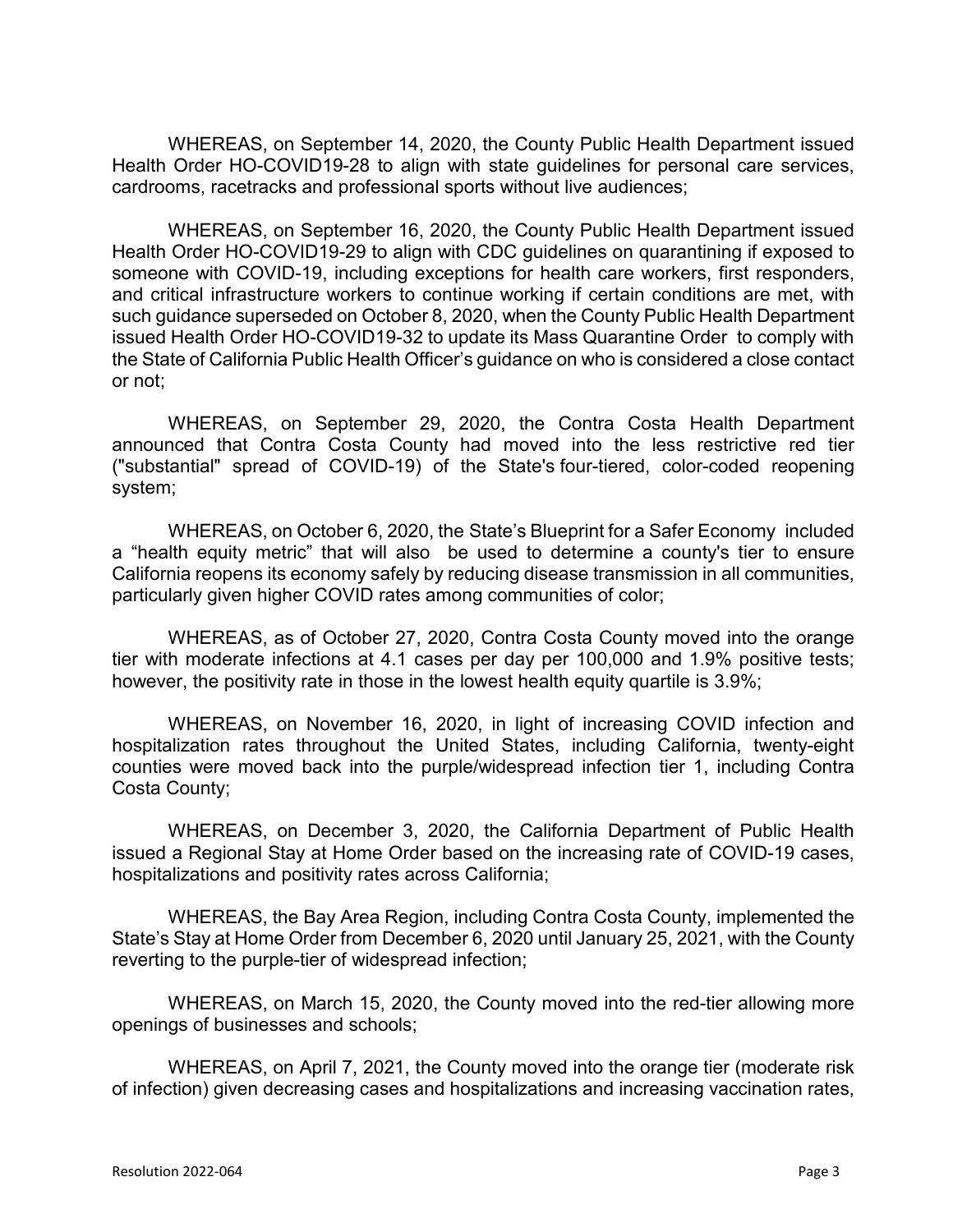WHEREAS, on September 14, 2020, the County Public Health Department issued Health Order HO-COVID19-28 to align with state guidelines for personal care services, cardrooms, racetracks and professional sports without live audiences;

WHEREAS, on September 16, 2020, the County Public Health Department issued Health Order HO-COVID19-29 to align with CDC guidelines on quarantining if exposed to someone with COVID-19, including exceptions for health care workers, first responders, and critical infrastructure workers to continue working if certain conditions are met, with such guidance superseded on October 8, 2020, when the County Public Health Department issued Health Order HO-COVID19-32 to update its Mass Quarantine Order to comply with the State of California Public Health Officer's guidance on who is considered a close contact or not;

WHEREAS, on September 29, 2020, the Contra Costa Health Department announced that Contra Costa County had moved into the less restrictive red tier ("substantial" spread of COVID-19) of the State's four-tiered, color-coded reopening system;

WHEREAS, on October 6, 2020, the State's Blueprint for a Safer Economy included a "health equity metric" that will also be used to determine a county's tier to ensure California reopens its economy safely by reducing disease transmission in all communities, particularly given higher COVID rates among communities of color;

WHEREAS, as of October 27, 2020, Contra Costa County moved into the orange tier with moderate infections at 4.1 cases per day per 100,000 and 1.9% positive tests; however, the positivity rate in those in the lowest health equity quartile is 3.9%;

WHEREAS, on November 16, 2020, in light of increasing COVID infection and hospitalization rates throughout the United States, including California, twenty-eight counties were moved back into the purple/widespread infection tier 1, including Contra Costa County;

WHEREAS, on December 3, 2020, the California Department of Public Health issued a Regional Stay at Home Order based on the increasing rate of COVID-19 cases, hospitalizations and positivity rates across California;

WHEREAS, the Bay Area Region, including Contra Costa County, implemented the State's Stay at Home Order from December 6, 2020 until January 25, 2021, with the County reverting to the purple-tier of widespread infection;

WHEREAS, on March 15, 2020, the County moved into the red-tier allowing more openings of businesses and schools;

WHEREAS, on April 7, 2021, the County moved into the orange tier (moderate risk of infection) given decreasing cases and hospitalizations and increasing vaccination rates,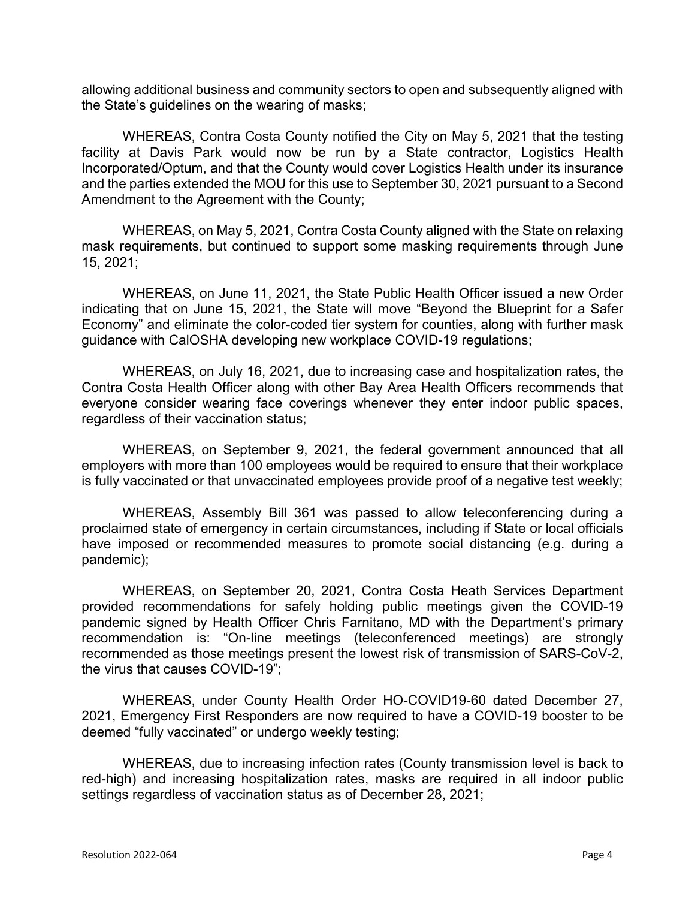allowing additional business and community sectors to open and subsequently aligned with the State's guidelines on the wearing of masks;

WHEREAS, Contra Costa County notified the City on May 5, 2021 that the testing facility at Davis Park would now be run by a State contractor, Logistics Health Incorporated/Optum, and that the County would cover Logistics Health under its insurance and the parties extended the MOU for this use to September 30, 2021 pursuant to a Second Amendment to the Agreement with the County;

WHEREAS, on May 5, 2021, Contra Costa County aligned with the State on relaxing mask requirements, but continued to support some masking requirements through June 15, 2021;

WHEREAS, on June 11, 2021, the State Public Health Officer issued a new Order indicating that on June 15, 2021, the State will move "Beyond the Blueprint for a Safer Economy" and eliminate the color-coded tier system for counties, along with further mask guidance with CalOSHA developing new workplace COVID-19 regulations;

WHEREAS, on July 16, 2021, due to increasing case and hospitalization rates, the Contra Costa Health Officer along with other Bay Area Health Officers recommends that everyone consider wearing face coverings whenever they enter indoor public spaces, regardless of their vaccination status;

WHEREAS, on September 9, 2021, the federal government announced that all employers with more than 100 employees would be required to ensure that their workplace is fully vaccinated or that unvaccinated employees provide proof of a negative test weekly;

WHEREAS, Assembly Bill 361 was passed to allow teleconferencing during a proclaimed state of emergency in certain circumstances, including if State or local officials have imposed or recommended measures to promote social distancing (e.g. during a pandemic);

WHEREAS, on September 20, 2021, Contra Costa Heath Services Department provided recommendations for safely holding public meetings given the COVID-19 pandemic signed by Health Officer Chris Farnitano, MD with the Department's primary recommendation is: "On-line meetings (teleconferenced meetings) are strongly recommended as those meetings present the lowest risk of transmission of SARS-CoV-2, the virus that causes COVID-19";

WHEREAS, under County Health Order HO-COVID19-60 dated December 27, 2021, Emergency First Responders are now required to have a COVID-19 booster to be deemed "fully vaccinated" or undergo weekly testing;

WHEREAS, due to increasing infection rates (County transmission level is back to red-high) and increasing hospitalization rates, masks are required in all indoor public settings regardless of vaccination status as of December 28, 2021;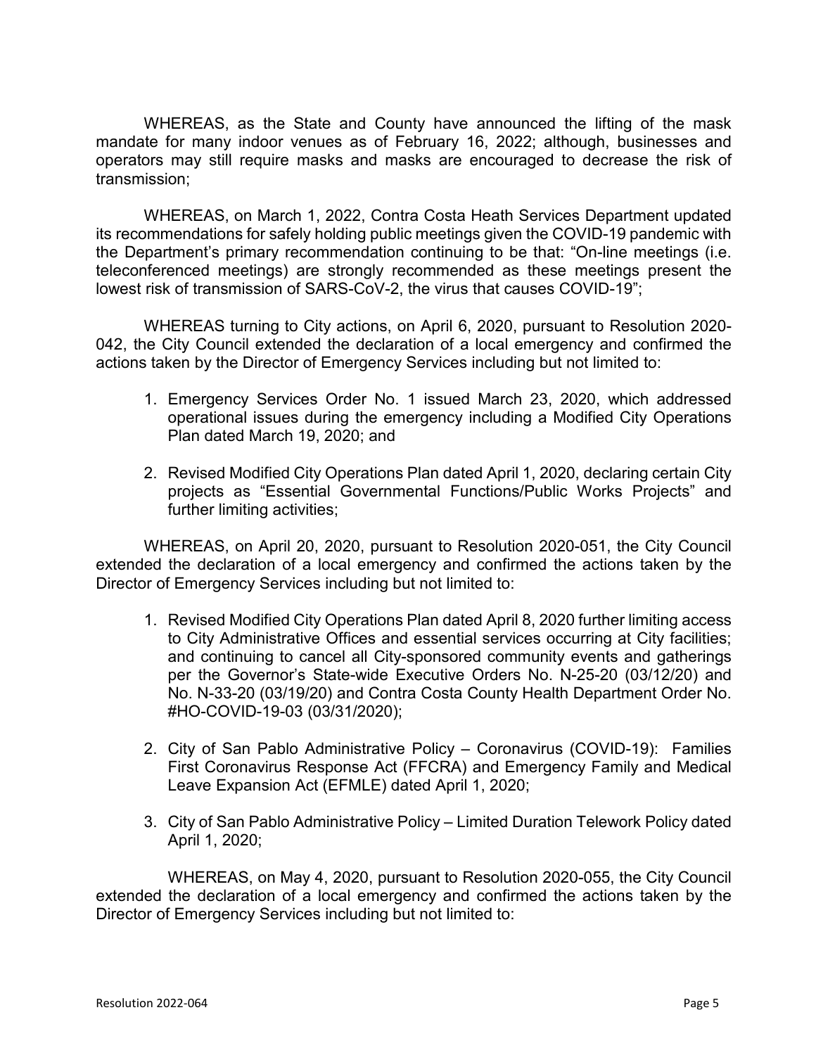WHEREAS, as the State and County have announced the lifting of the mask mandate for many indoor venues as of February 16, 2022; although, businesses and operators may still require masks and masks are encouraged to decrease the risk of transmission;

WHEREAS, on March 1, 2022, Contra Costa Heath Services Department updated its recommendations for safely holding public meetings given the COVID-19 pandemic with the Department's primary recommendation continuing to be that: "On-line meetings (i.e. teleconferenced meetings) are strongly recommended as these meetings present the lowest risk of transmission of SARS-CoV-2, the virus that causes COVID-19";

WHEREAS turning to City actions, on April 6, 2020, pursuant to Resolution 2020-042, the City Council extended the declaration of a local emergency and confirmed the actions taken by the Director of Emergency Services including but not limited to:

1. Emergency Services Order No. 1 issued March 23, 2020, which addressed operational issues during the emergency including a Modified City Operations Plan dated March 19, 2020; and
2. Revised Modified City Operations Plan dated April 1, 2020, declaring certain City projects as "Essential Governmental Functions/Public Works Projects" and further limiting activities;

WHEREAS, on April 20, 2020, pursuant to Resolution 2020-051, the City Council extended the declaration of a local emergency and confirmed the actions taken by the Director of Emergency Services including but not limited to:

1. Revised Modified City Operations Plan dated April 8, 2020 further limiting access to City Administrative Offices and essential services occurring at City facilities; and continuing to cancel all City-sponsored community events and gatherings per the Governor's State-wide Executive Orders No. N-25-20 (03/12/20) and No. N-33-20 (03/19/20) and Contra Costa County Health Department Order No. #HO-COVID-19-03 (03/31/2020);
2. City of San Pablo Administrative Policy – Coronavirus (COVID-19): Families First Coronavirus Response Act (FFCRA) and Emergency Family and Medical Leave Expansion Act (EFMLE) dated April 1, 2020;
3. City of San Pablo Administrative Policy – Limited Duration Telework Policy dated April 1, 2020;

WHEREAS, on May 4, 2020, pursuant to Resolution 2020-055, the City Council extended the declaration of a local emergency and confirmed the actions taken by the Director of Emergency Services including but not limited to: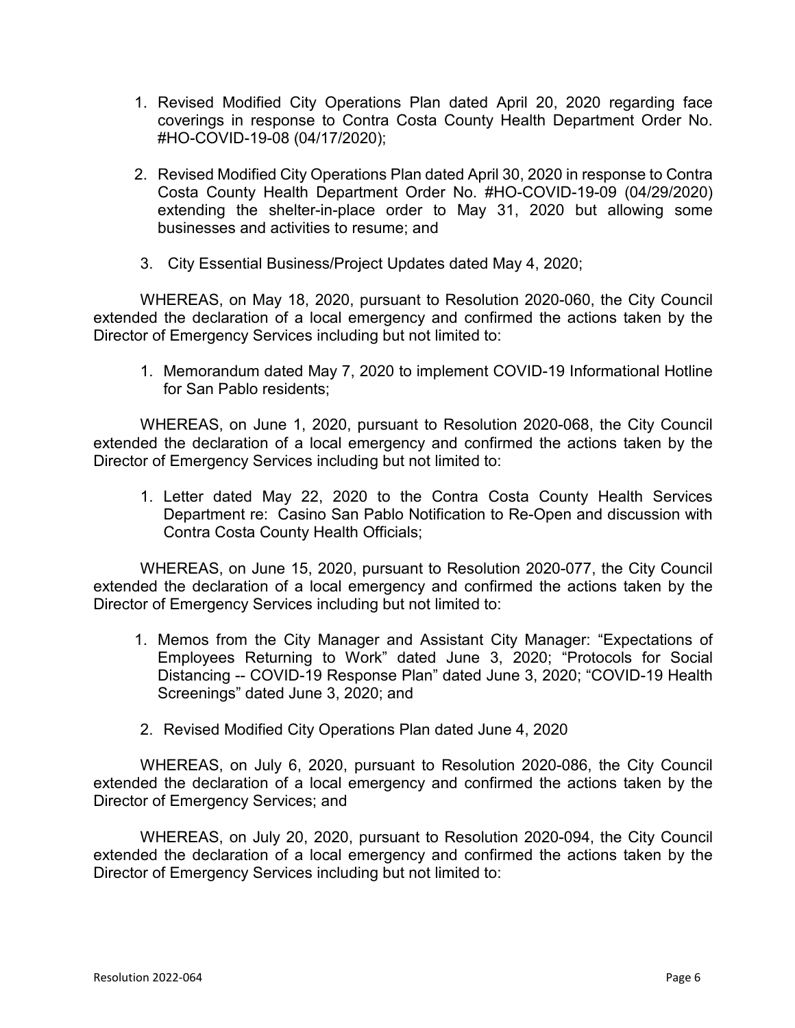1. Revised Modified City Operations Plan dated April 20, 2020 regarding face coverings in response to Contra Costa County Health Department Order No. #HO-COVID-19-08 (04/17/2020);

2. Revised Modified City Operations Plan dated April 30, 2020 in response to Contra Costa County Health Department Order No. #HO-COVID-19-09 (04/29/2020) extending the shelter-in-place order to May 31, 2020 but allowing some businesses and activities to resume; and

3. City Essential Business/Project Updates dated May 4, 2020;

WHEREAS, on May 18, 2020, pursuant to Resolution 2020-060, the City Council extended the declaration of a local emergency and confirmed the actions taken by the Director of Emergency Services including but not limited to:

1. Memorandum dated May 7, 2020 to implement COVID-19 Informational Hotline for San Pablo residents;

WHEREAS, on June 1, 2020, pursuant to Resolution 2020-068, the City Council extended the declaration of a local emergency and confirmed the actions taken by the Director of Emergency Services including but not limited to:

1. Letter dated May 22, 2020 to the Contra Costa County Health Services Department re: Casino San Pablo Notification to Re-Open and discussion with Contra Costa County Health Officials;

WHEREAS, on June 15, 2020, pursuant to Resolution 2020-077, the City Council extended the declaration of a local emergency and confirmed the actions taken by the Director of Emergency Services including but not limited to:

1. Memos from the City Manager and Assistant City Manager: "Expectations of Employees Returning to Work" dated June 3, 2020; "Protocols for Social Distancing -- COVID-19 Response Plan" dated June 3, 2020; "COVID-19 Health Screenings" dated June 3, 2020; and

2. Revised Modified City Operations Plan dated June 4, 2020

WHEREAS, on July 6, 2020, pursuant to Resolution 2020-086, the City Council extended the declaration of a local emergency and confirmed the actions taken by the Director of Emergency Services; and

WHEREAS, on July 20, 2020, pursuant to Resolution 2020-094, the City Council extended the declaration of a local emergency and confirmed the actions taken by the Director of Emergency Services including but not limited to: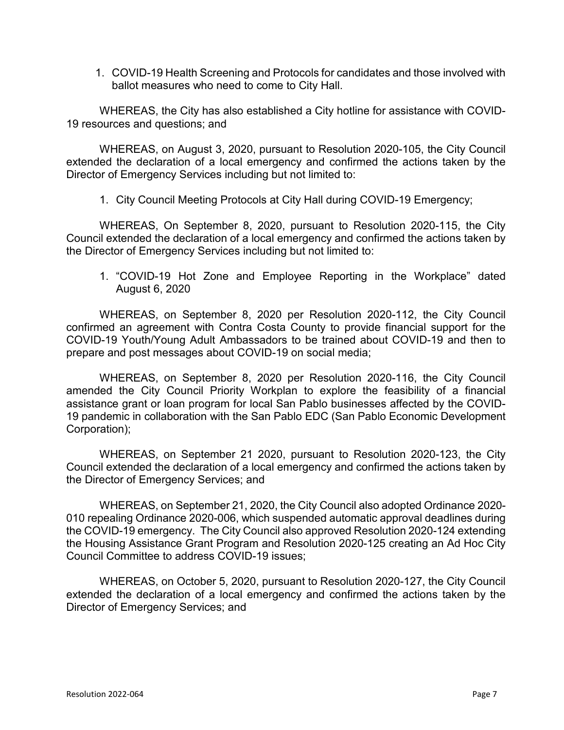1. COVID-19 Health Screening and Protocols for candidates and those involved with ballot measures who need to come to City Hall.

WHEREAS, the City has also established a City hotline for assistance with COVID-19 resources and questions; and

WHEREAS, on August 3, 2020, pursuant to Resolution 2020-105, the City Council extended the declaration of a local emergency and confirmed the actions taken by the Director of Emergency Services including but not limited to:

1. City Council Meeting Protocols at City Hall during COVID-19 Emergency;

WHEREAS, On September 8, 2020, pursuant to Resolution 2020-115, the City Council extended the declaration of a local emergency and confirmed the actions taken by the Director of Emergency Services including but not limited to:

1. "COVID-19 Hot Zone and Employee Reporting in the Workplace" dated August 6, 2020

WHEREAS, on September 8, 2020 per Resolution 2020-112, the City Council confirmed an agreement with Contra Costa County to provide financial support for the COVID-19 Youth/Young Adult Ambassadors to be trained about COVID-19 and then to prepare and post messages about COVID-19 on social media;

WHEREAS, on September 8, 2020 per Resolution 2020-116, the City Council amended the City Council Priority Workplan to explore the feasibility of a financial assistance grant or loan program for local San Pablo businesses affected by the COVID-19 pandemic in collaboration with the San Pablo EDC (San Pablo Economic Development Corporation);

WHEREAS, on September 21 2020, pursuant to Resolution 2020-123, the City Council extended the declaration of a local emergency and confirmed the actions taken by the Director of Emergency Services; and

WHEREAS, on September 21, 2020, the City Council also adopted Ordinance 2020-010 repealing Ordinance 2020-006, which suspended automatic approval deadlines during the COVID-19 emergency. The City Council also approved Resolution 2020-124 extending the Housing Assistance Grant Program and Resolution 2020-125 creating an Ad Hoc City Council Committee to address COVID-19 issues;

WHEREAS, on October 5, 2020, pursuant to Resolution 2020-127, the City Council extended the declaration of a local emergency and confirmed the actions taken by the Director of Emergency Services; and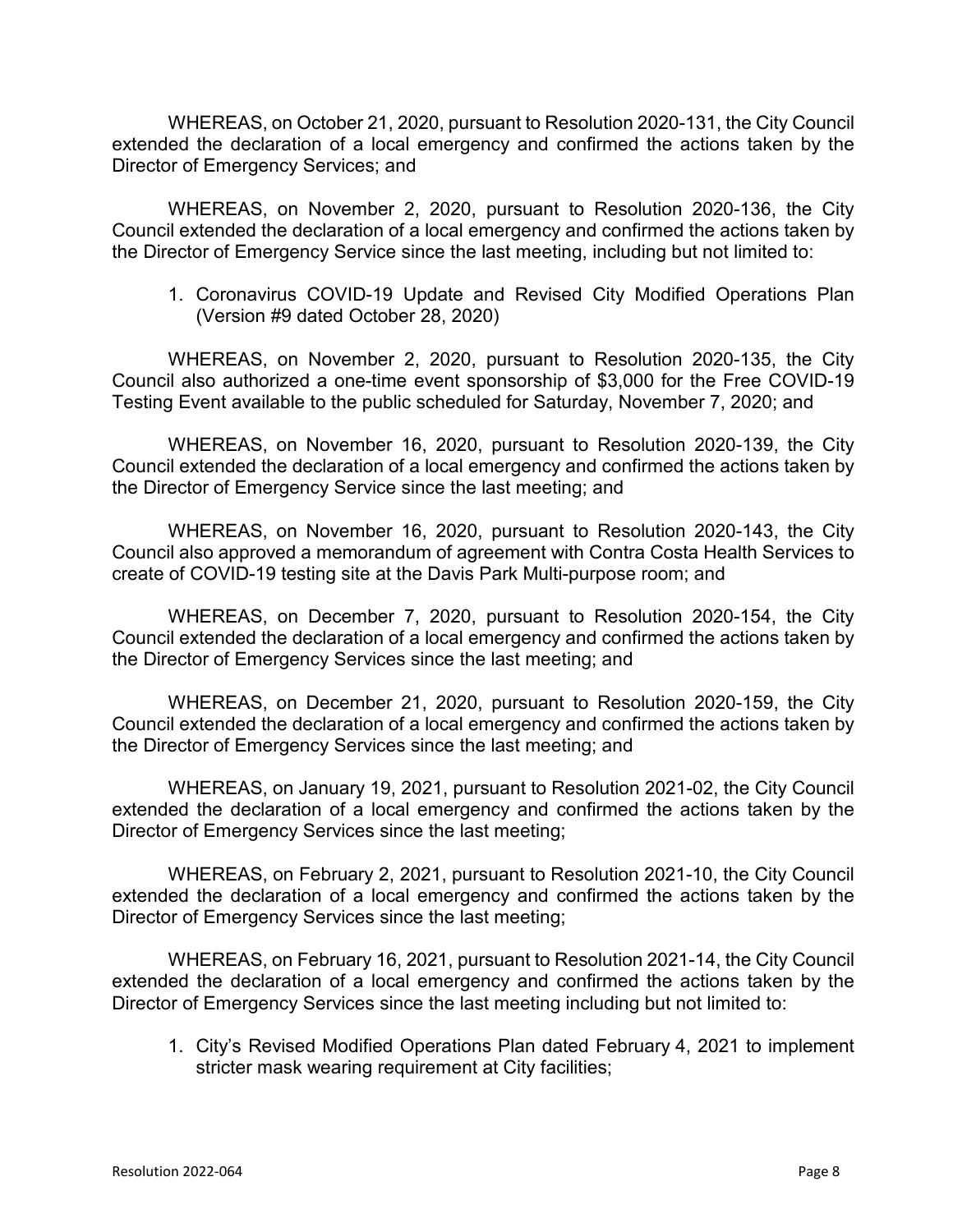WHEREAS, on October 21, 2020, pursuant to Resolution 2020-131, the City Council extended the declaration of a local emergency and confirmed the actions taken by the Director of Emergency Services; and

WHEREAS, on November 2, 2020, pursuant to Resolution 2020-136, the City Council extended the declaration of a local emergency and confirmed the actions taken by the Director of Emergency Service since the last meeting, including but not limited to:

1. Coronavirus COVID-19 Update and Revised City Modified Operations Plan (Version #9 dated October 28, 2020)

WHEREAS, on November 2, 2020, pursuant to Resolution 2020-135, the City Council also authorized a one-time event sponsorship of $3,000 for the Free COVID-19 Testing Event available to the public scheduled for Saturday, November 7, 2020; and

WHEREAS, on November 16, 2020, pursuant to Resolution 2020-139, the City Council extended the declaration of a local emergency and confirmed the actions taken by the Director of Emergency Service since the last meeting; and

WHEREAS, on November 16, 2020, pursuant to Resolution 2020-143, the City Council also approved a memorandum of agreement with Contra Costa Health Services to create of COVID-19 testing site at the Davis Park Multi-purpose room; and

WHEREAS, on December 7, 2020, pursuant to Resolution 2020-154, the City Council extended the declaration of a local emergency and confirmed the actions taken by the Director of Emergency Services since the last meeting; and

WHEREAS, on December 21, 2020, pursuant to Resolution 2020-159, the City Council extended the declaration of a local emergency and confirmed the actions taken by the Director of Emergency Services since the last meeting; and

WHEREAS, on January 19, 2021, pursuant to Resolution 2021-02, the City Council extended the declaration of a local emergency and confirmed the actions taken by the Director of Emergency Services since the last meeting;

WHEREAS, on February 2, 2021, pursuant to Resolution 2021-10, the City Council extended the declaration of a local emergency and confirmed the actions taken by the Director of Emergency Services since the last meeting;

WHEREAS, on February 16, 2021, pursuant to Resolution 2021-14, the City Council extended the declaration of a local emergency and confirmed the actions taken by the Director of Emergency Services since the last meeting including but not limited to:

1. City's Revised Modified Operations Plan dated February 4, 2021 to implement stricter mask wearing requirement at City facilities;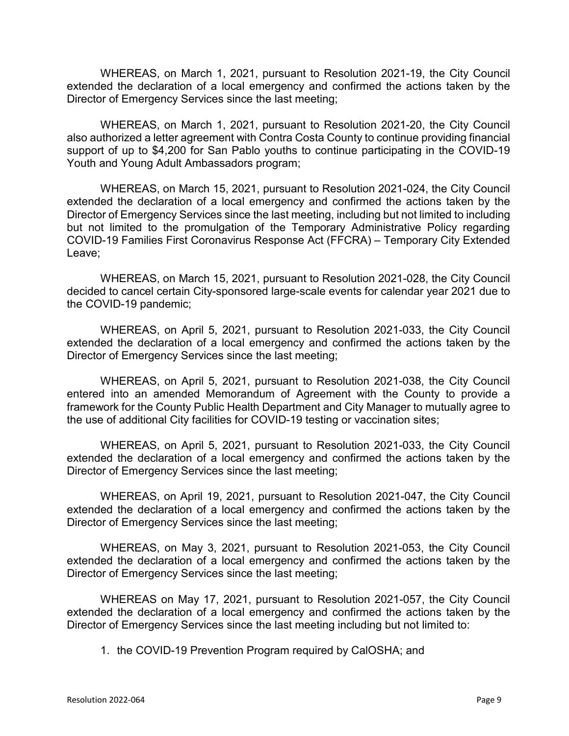WHEREAS, on March 1, 2021, pursuant to Resolution 2021-19, the City Council extended the declaration of a local emergency and confirmed the actions taken by the Director of Emergency Services since the last meeting;

WHEREAS, on March 1, 2021, pursuant to Resolution 2021-20, the City Council also authorized a letter agreement with Contra Costa County to continue providing financial support of up to $4,200 for San Pablo youths to continue participating in the COVID-19 Youth and Young Adult Ambassadors program;

WHEREAS, on March 15, 2021, pursuant to Resolution 2021-024, the City Council extended the declaration of a local emergency and confirmed the actions taken by the Director of Emergency Services since the last meeting, including but not limited to including but not limited to the promulgation of the Temporary Administrative Policy regarding COVID-19 Families First Coronavirus Response Act (FFCRA) – Temporary City Extended Leave;

WHEREAS, on March 15, 2021, pursuant to Resolution 2021-028, the City Council decided to cancel certain City-sponsored large-scale events for calendar year 2021 due to the COVID-19 pandemic;

WHEREAS, on April 5, 2021, pursuant to Resolution 2021-033, the City Council extended the declaration of a local emergency and confirmed the actions taken by the Director of Emergency Services since the last meeting;

WHEREAS, on April 5, 2021, pursuant to Resolution 2021-038, the City Council entered into an amended Memorandum of Agreement with the County to provide a framework for the County Public Health Department and City Manager to mutually agree to the use of additional City facilities for COVID-19 testing or vaccination sites;

WHEREAS, on April 5, 2021, pursuant to Resolution 2021-033, the City Council extended the declaration of a local emergency and confirmed the actions taken by the Director of Emergency Services since the last meeting;

WHEREAS, on April 19, 2021, pursuant to Resolution 2021-047, the City Council extended the declaration of a local emergency and confirmed the actions taken by the Director of Emergency Services since the last meeting;

WHEREAS, on May 3, 2021, pursuant to Resolution 2021-053, the City Council extended the declaration of a local emergency and confirmed the actions taken by the Director of Emergency Services since the last meeting;

WHEREAS on May 17, 2021, pursuant to Resolution 2021-057, the City Council extended the declaration of a local emergency and confirmed the actions taken by the Director of Emergency Services since the last meeting including but not limited to:

1. the COVID-19 Prevention Program required by CalOSHA; and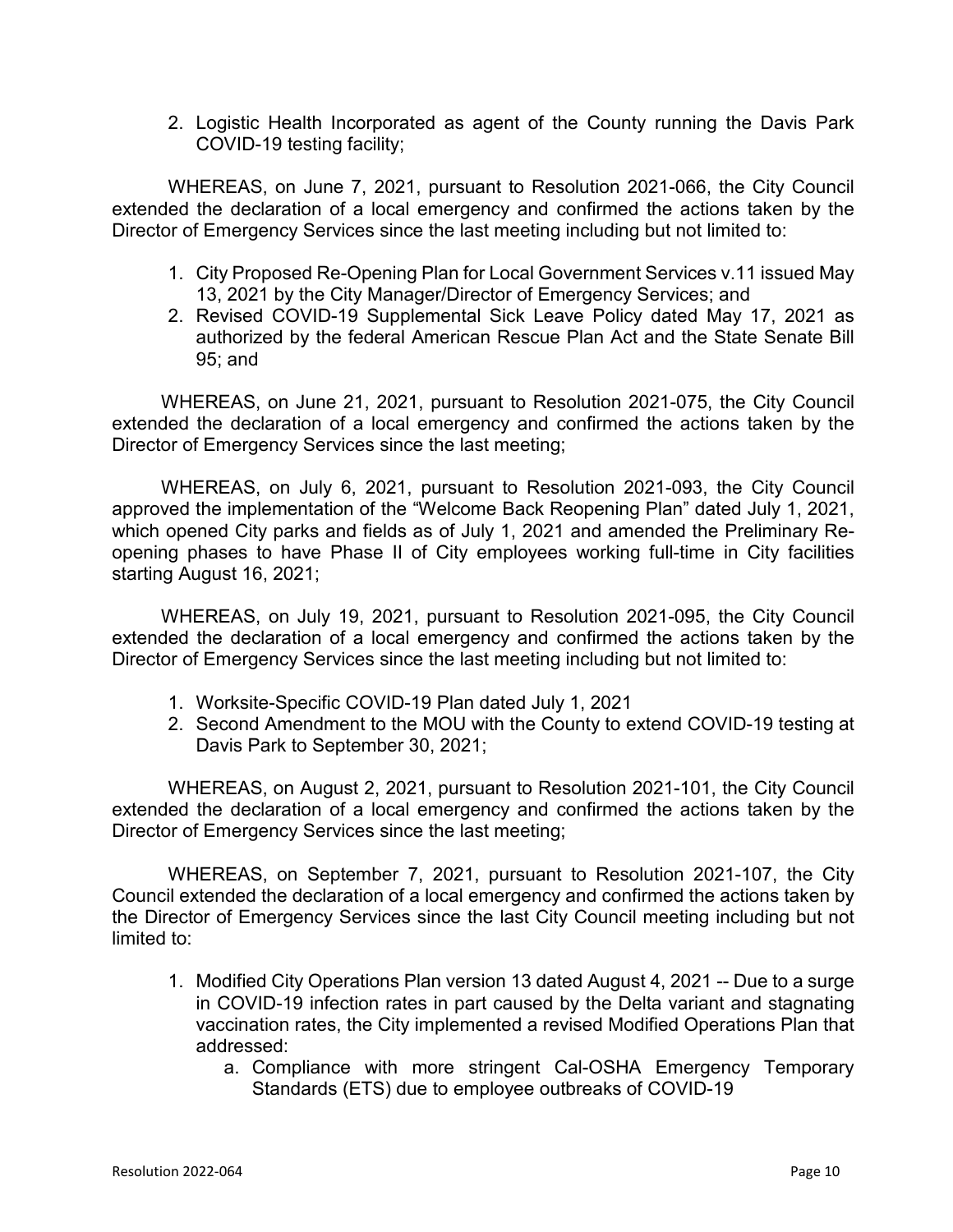2. Logistic Health Incorporated as agent of the County running the Davis Park COVID-19 testing facility;

WHEREAS, on June 7, 2021, pursuant to Resolution 2021-066, the City Council extended the declaration of a local emergency and confirmed the actions taken by the Director of Emergency Services since the last meeting including but not limited to:

1. City Proposed Re-Opening Plan for Local Government Services v.11 issued May 13, 2021 by the City Manager/Director of Emergency Services; and
2. Revised COVID-19 Supplemental Sick Leave Policy dated May 17, 2021 as authorized by the federal American Rescue Plan Act and the State Senate Bill 95; and

WHEREAS, on June 21, 2021, pursuant to Resolution 2021-075, the City Council extended the declaration of a local emergency and confirmed the actions taken by the Director of Emergency Services since the last meeting;

WHEREAS, on July 6, 2021, pursuant to Resolution 2021-093, the City Council approved the implementation of the "Welcome Back Reopening Plan" dated July 1, 2021, which opened City parks and fields as of July 1, 2021 and amended the Preliminary Re-opening phases to have Phase II of City employees working full-time in City facilities starting August 16, 2021;

WHEREAS, on July 19, 2021, pursuant to Resolution 2021-095, the City Council extended the declaration of a local emergency and confirmed the actions taken by the Director of Emergency Services since the last meeting including but not limited to:

1. Worksite-Specific COVID-19 Plan dated July 1, 2021
2. Second Amendment to the MOU with the County to extend COVID-19 testing at Davis Park to September 30, 2021;

WHEREAS, on August 2, 2021, pursuant to Resolution 2021-101, the City Council extended the declaration of a local emergency and confirmed the actions taken by the Director of Emergency Services since the last meeting;

WHEREAS, on September 7, 2021, pursuant to Resolution 2021-107, the City Council extended the declaration of a local emergency and confirmed the actions taken by the Director of Emergency Services since the last City Council meeting including but not limited to:

1. Modified City Operations Plan version 13 dated August 4, 2021 -- Due to a surge in COVID-19 infection rates in part caused by the Delta variant and stagnating vaccination rates, the City implemented a revised Modified Operations Plan that addressed:
   a. Compliance with more stringent Cal-OSHA Emergency Temporary Standards (ETS) due to employee outbreaks of COVID-19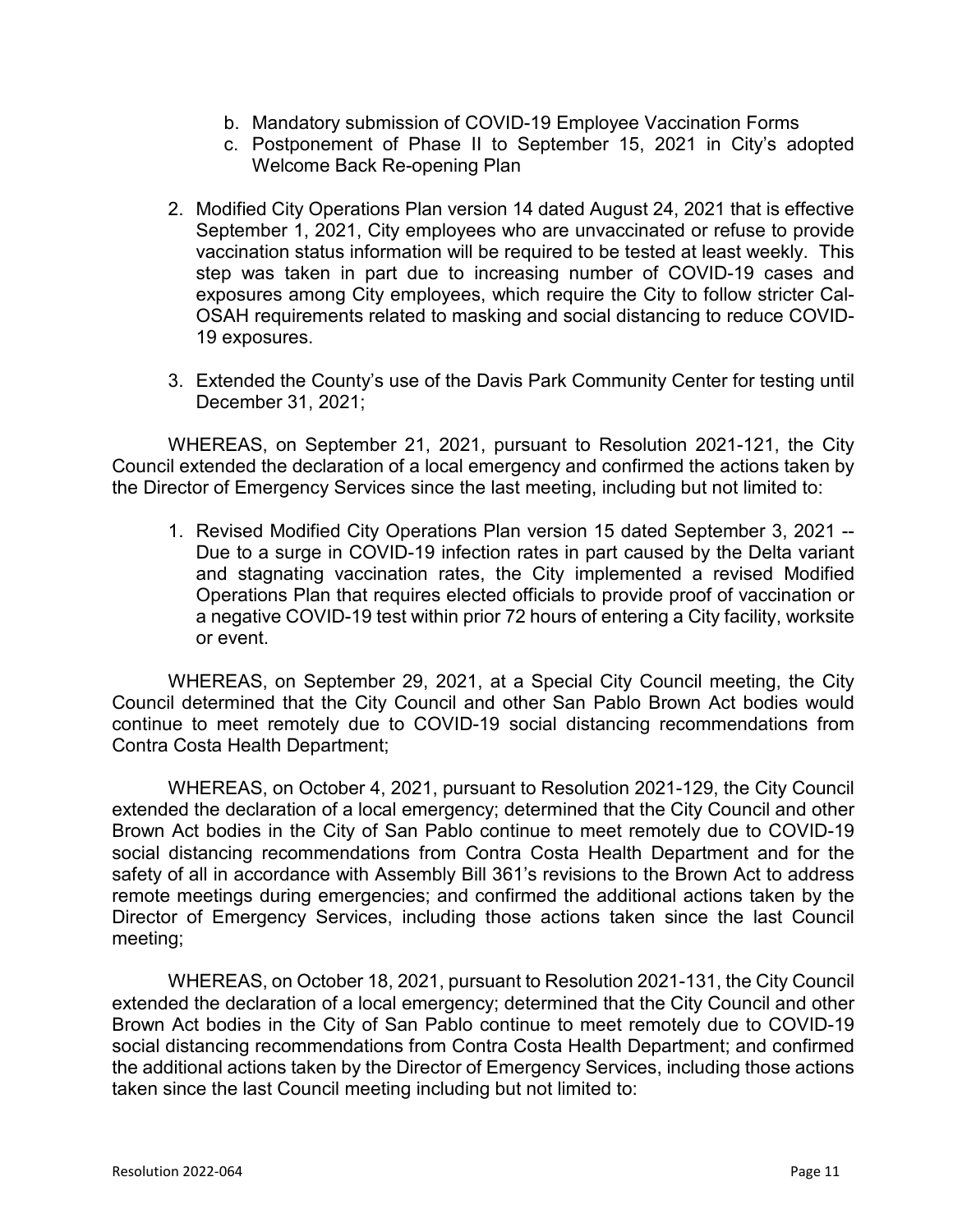b. Mandatory submission of COVID-19 Employee Vaccination Forms
c. Postponement of Phase II to September 15, 2021 in City's adopted Welcome Back Re-opening Plan

2. Modified City Operations Plan version 14 dated August 24, 2021 that is effective September 1, 2021, City employees who are unvaccinated or refuse to provide vaccination status information will be required to be tested at least weekly. This step was taken in part due to increasing number of COVID-19 cases and exposures among City employees, which require the City to follow stricter Cal-OSAH requirements related to masking and social distancing to reduce COVID-19 exposures.

3. Extended the County's use of the Davis Park Community Center for testing until December 31, 2021;

WHEREAS, on September 21, 2021, pursuant to Resolution 2021-121, the City Council extended the declaration of a local emergency and confirmed the actions taken by the Director of Emergency Services since the last meeting, including but not limited to:

1. Revised Modified City Operations Plan version 15 dated September 3, 2021 -- Due to a surge in COVID-19 infection rates in part caused by the Delta variant and stagnating vaccination rates, the City implemented a revised Modified Operations Plan that requires elected officials to provide proof of vaccination or a negative COVID-19 test within prior 72 hours of entering a City facility, worksite or event.

WHEREAS, on September 29, 2021, at a Special City Council meeting, the City Council determined that the City Council and other San Pablo Brown Act bodies would continue to meet remotely due to COVID-19 social distancing recommendations from Contra Costa Health Department;

WHEREAS, on October 4, 2021, pursuant to Resolution 2021-129, the City Council extended the declaration of a local emergency; determined that the City Council and other Brown Act bodies in the City of San Pablo continue to meet remotely due to COVID-19 social distancing recommendations from Contra Costa Health Department and for the safety of all in accordance with Assembly Bill 361's revisions to the Brown Act to address remote meetings during emergencies; and confirmed the additional actions taken by the Director of Emergency Services, including those actions taken since the last Council meeting;

WHEREAS, on October 18, 2021, pursuant to Resolution 2021-131, the City Council extended the declaration of a local emergency; determined that the City Council and other Brown Act bodies in the City of San Pablo continue to meet remotely due to COVID-19 social distancing recommendations from Contra Costa Health Department; and confirmed the additional actions taken by the Director of Emergency Services, including those actions taken since the last Council meeting including but not limited to: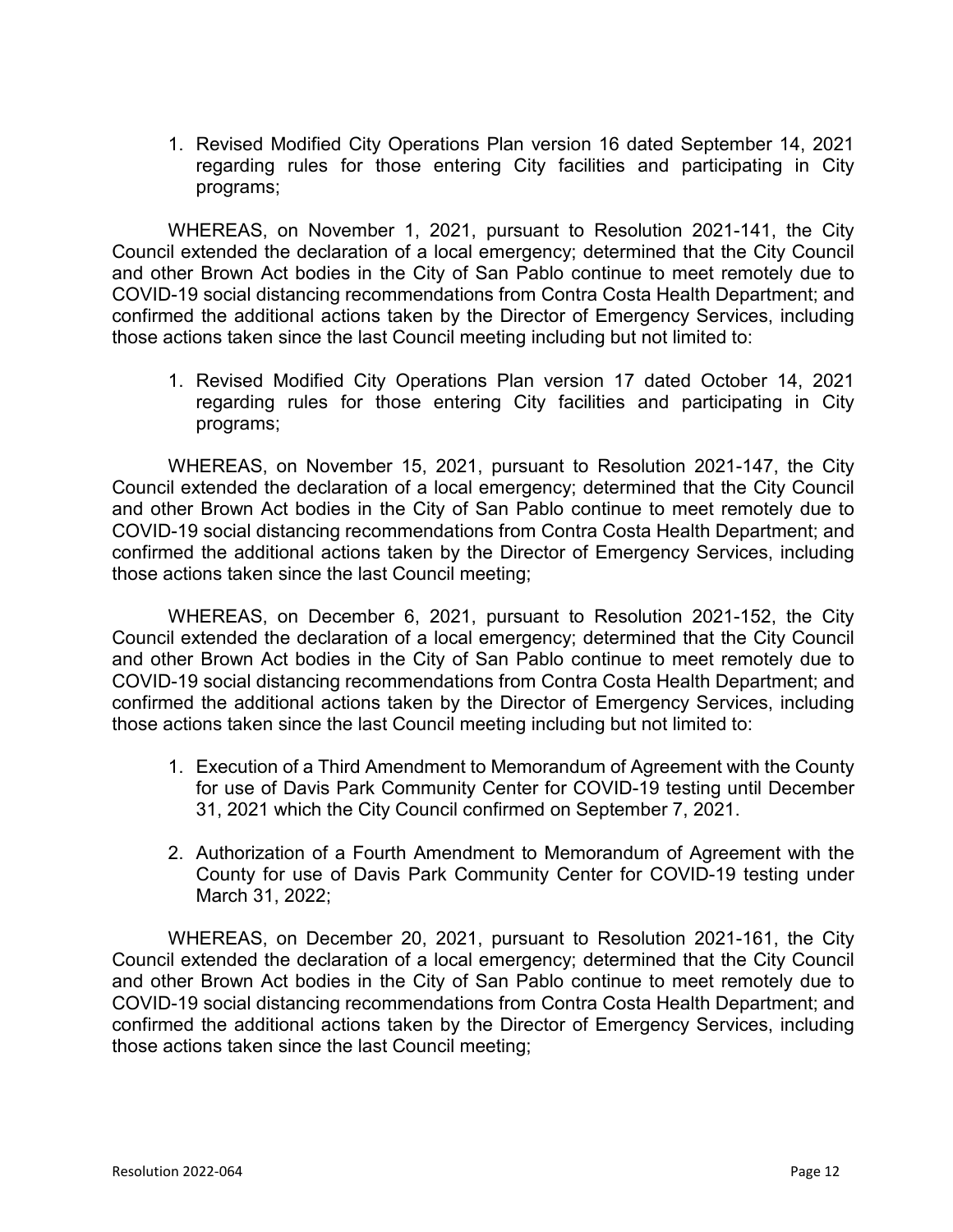1. Revised Modified City Operations Plan version 16 dated September 14, 2021 regarding rules for those entering City facilities and participating in City programs;

WHEREAS, on November 1, 2021, pursuant to Resolution 2021-141, the City Council extended the declaration of a local emergency; determined that the City Council and other Brown Act bodies in the City of San Pablo continue to meet remotely due to COVID-19 social distancing recommendations from Contra Costa Health Department; and confirmed the additional actions taken by the Director of Emergency Services, including those actions taken since the last Council meeting including but not limited to:

1. Revised Modified City Operations Plan version 17 dated October 14, 2021 regarding rules for those entering City facilities and participating in City programs;

WHEREAS, on November 15, 2021, pursuant to Resolution 2021-147, the City Council extended the declaration of a local emergency; determined that the City Council and other Brown Act bodies in the City of San Pablo continue to meet remotely due to COVID-19 social distancing recommendations from Contra Costa Health Department; and confirmed the additional actions taken by the Director of Emergency Services, including those actions taken since the last Council meeting;

WHEREAS, on December 6, 2021, pursuant to Resolution 2021-152, the City Council extended the declaration of a local emergency; determined that the City Council and other Brown Act bodies in the City of San Pablo continue to meet remotely due to COVID-19 social distancing recommendations from Contra Costa Health Department; and confirmed the additional actions taken by the Director of Emergency Services, including those actions taken since the last Council meeting including but not limited to:

1. Execution of a Third Amendment to Memorandum of Agreement with the County for use of Davis Park Community Center for COVID-19 testing until December 31, 2021 which the City Council confirmed on September 7, 2021.
2. Authorization of a Fourth Amendment to Memorandum of Agreement with the County for use of Davis Park Community Center for COVID-19 testing under March 31, 2022;

WHEREAS, on December 20, 2021, pursuant to Resolution 2021-161, the City Council extended the declaration of a local emergency; determined that the City Council and other Brown Act bodies in the City of San Pablo continue to meet remotely due to COVID-19 social distancing recommendations from Contra Costa Health Department; and confirmed the additional actions taken by the Director of Emergency Services, including those actions taken since the last Council meeting;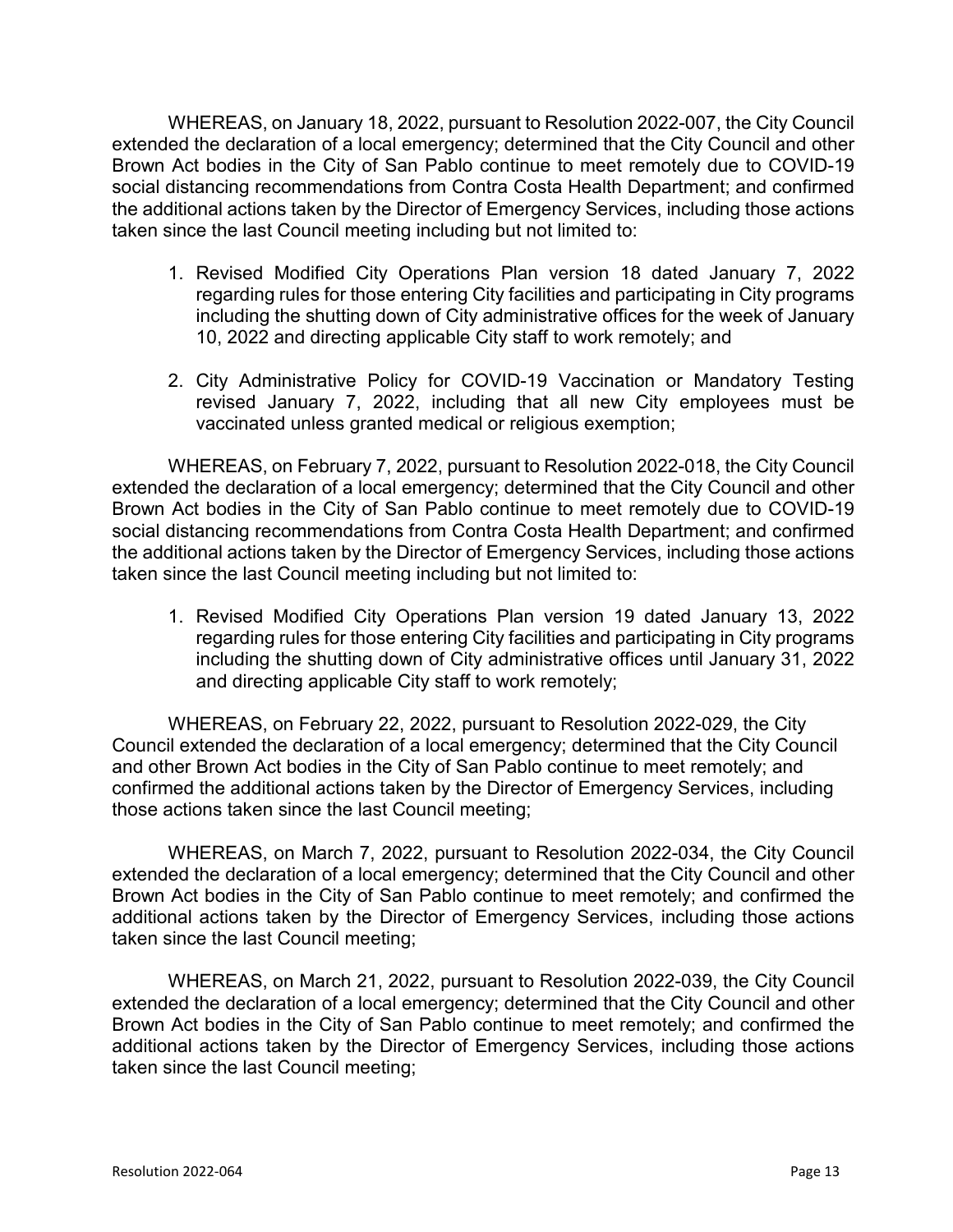WHEREAS, on January 18, 2022, pursuant to Resolution 2022-007, the City Council extended the declaration of a local emergency; determined that the City Council and other Brown Act bodies in the City of San Pablo continue to meet remotely due to COVID-19 social distancing recommendations from Contra Costa Health Department; and confirmed the additional actions taken by the Director of Emergency Services, including those actions taken since the last Council meeting including but not limited to:

1. Revised Modified City Operations Plan version 18 dated January 7, 2022 regarding rules for those entering City facilities and participating in City programs including the shutting down of City administrative offices for the week of January 10, 2022 and directing applicable City staff to work remotely; and

2. City Administrative Policy for COVID-19 Vaccination or Mandatory Testing revised January 7, 2022, including that all new City employees must be vaccinated unless granted medical or religious exemption;

WHEREAS, on February 7, 2022, pursuant to Resolution 2022-018, the City Council extended the declaration of a local emergency; determined that the City Council and other Brown Act bodies in the City of San Pablo continue to meet remotely due to COVID-19 social distancing recommendations from Contra Costa Health Department; and confirmed the additional actions taken by the Director of Emergency Services, including those actions taken since the last Council meeting including but not limited to:

1. Revised Modified City Operations Plan version 19 dated January 13, 2022 regarding rules for those entering City facilities and participating in City programs including the shutting down of City administrative offices until January 31, 2022 and directing applicable City staff to work remotely;

WHEREAS, on February 22, 2022, pursuant to Resolution 2022-029, the City Council extended the declaration of a local emergency; determined that the City Council and other Brown Act bodies in the City of San Pablo continue to meet remotely; and confirmed the additional actions taken by the Director of Emergency Services, including those actions taken since the last Council meeting;

WHEREAS, on March 7, 2022, pursuant to Resolution 2022-034, the City Council extended the declaration of a local emergency; determined that the City Council and other Brown Act bodies in the City of San Pablo continue to meet remotely; and confirmed the additional actions taken by the Director of Emergency Services, including those actions taken since the last Council meeting;

WHEREAS, on March 21, 2022, pursuant to Resolution 2022-039, the City Council extended the declaration of a local emergency; determined that the City Council and other Brown Act bodies in the City of San Pablo continue to meet remotely; and confirmed the additional actions taken by the Director of Emergency Services, including those actions taken since the last Council meeting;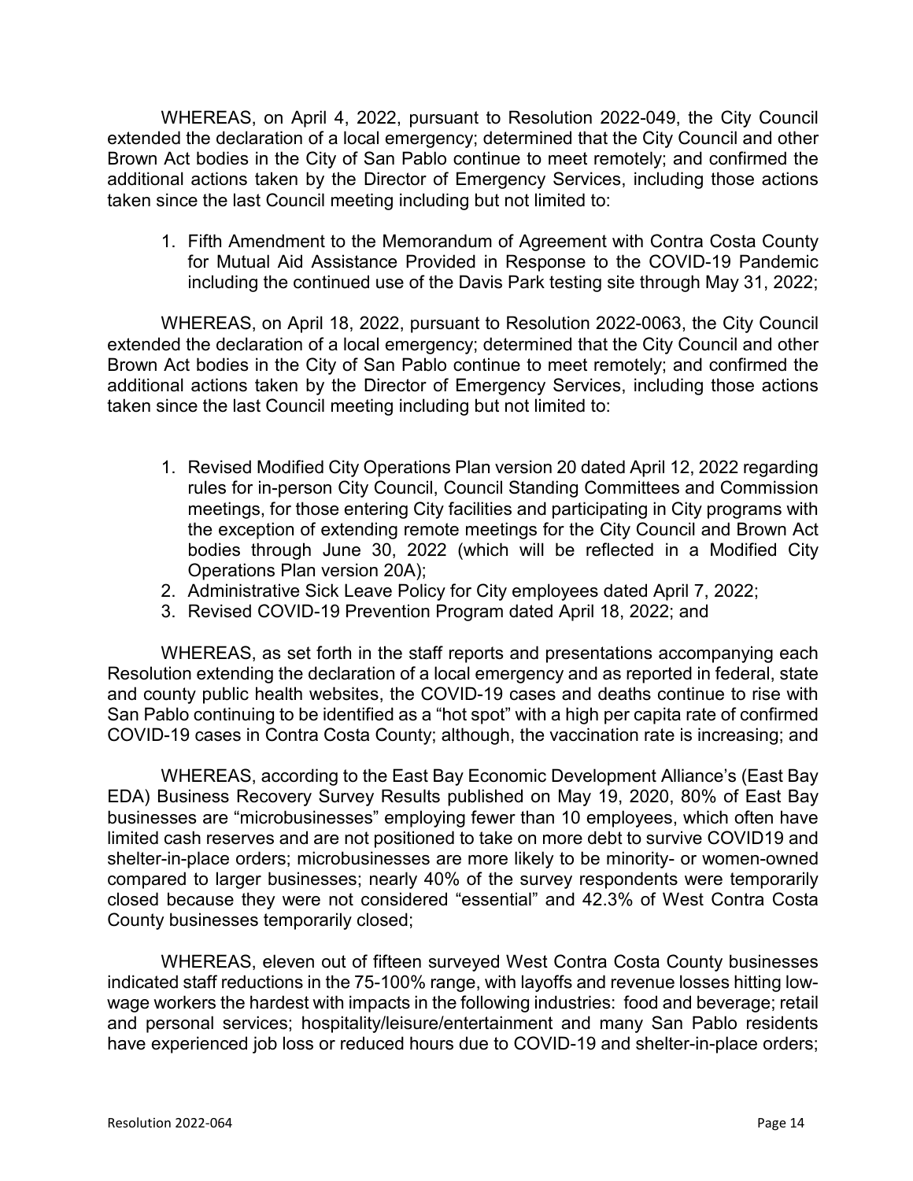WHEREAS, on April 4, 2022, pursuant to Resolution 2022-049, the City Council extended the declaration of a local emergency; determined that the City Council and other Brown Act bodies in the City of San Pablo continue to meet remotely; and confirmed the additional actions taken by the Director of Emergency Services, including those actions taken since the last Council meeting including but not limited to:

1. Fifth Amendment to the Memorandum of Agreement with Contra Costa County for Mutual Aid Assistance Provided in Response to the COVID-19 Pandemic including the continued use of the Davis Park testing site through May 31, 2022;

WHEREAS, on April 18, 2022, pursuant to Resolution 2022-0063, the City Council extended the declaration of a local emergency; determined that the City Council and other Brown Act bodies in the City of San Pablo continue to meet remotely; and confirmed the additional actions taken by the Director of Emergency Services, including those actions taken since the last Council meeting including but not limited to:

1. Revised Modified City Operations Plan version 20 dated April 12, 2022 regarding rules for in-person City Council, Council Standing Committees and Commission meetings, for those entering City facilities and participating in City programs with the exception of extending remote meetings for the City Council and Brown Act bodies through June 30, 2022 (which will be reflected in a Modified City Operations Plan version 20A);
2. Administrative Sick Leave Policy for City employees dated April 7, 2022;
3. Revised COVID-19 Prevention Program dated April 18, 2022; and

WHEREAS, as set forth in the staff reports and presentations accompanying each Resolution extending the declaration of a local emergency and as reported in federal, state and county public health websites, the COVID-19 cases and deaths continue to rise with San Pablo continuing to be identified as a "hot spot" with a high per capita rate of confirmed COVID-19 cases in Contra Costa County; although, the vaccination rate is increasing; and

WHEREAS, according to the East Bay Economic Development Alliance's (East Bay EDA) Business Recovery Survey Results published on May 19, 2020, 80% of East Bay businesses are "microbusinesses" employing fewer than 10 employees, which often have limited cash reserves and are not positioned to take on more debt to survive COVID19 and shelter-in-place orders; microbusinesses are more likely to be minority- or women-owned compared to larger businesses; nearly 40% of the survey respondents were temporarily closed because they were not considered "essential" and 42.3% of West Contra Costa County businesses temporarily closed;

WHEREAS, eleven out of fifteen surveyed West Contra Costa County businesses indicated staff reductions in the 75-100% range, with layoffs and revenue losses hitting low-wage workers the hardest with impacts in the following industries: food and beverage; retail and personal services; hospitality/leisure/entertainment and many San Pablo residents have experienced job loss or reduced hours due to COVID-19 and shelter-in-place orders;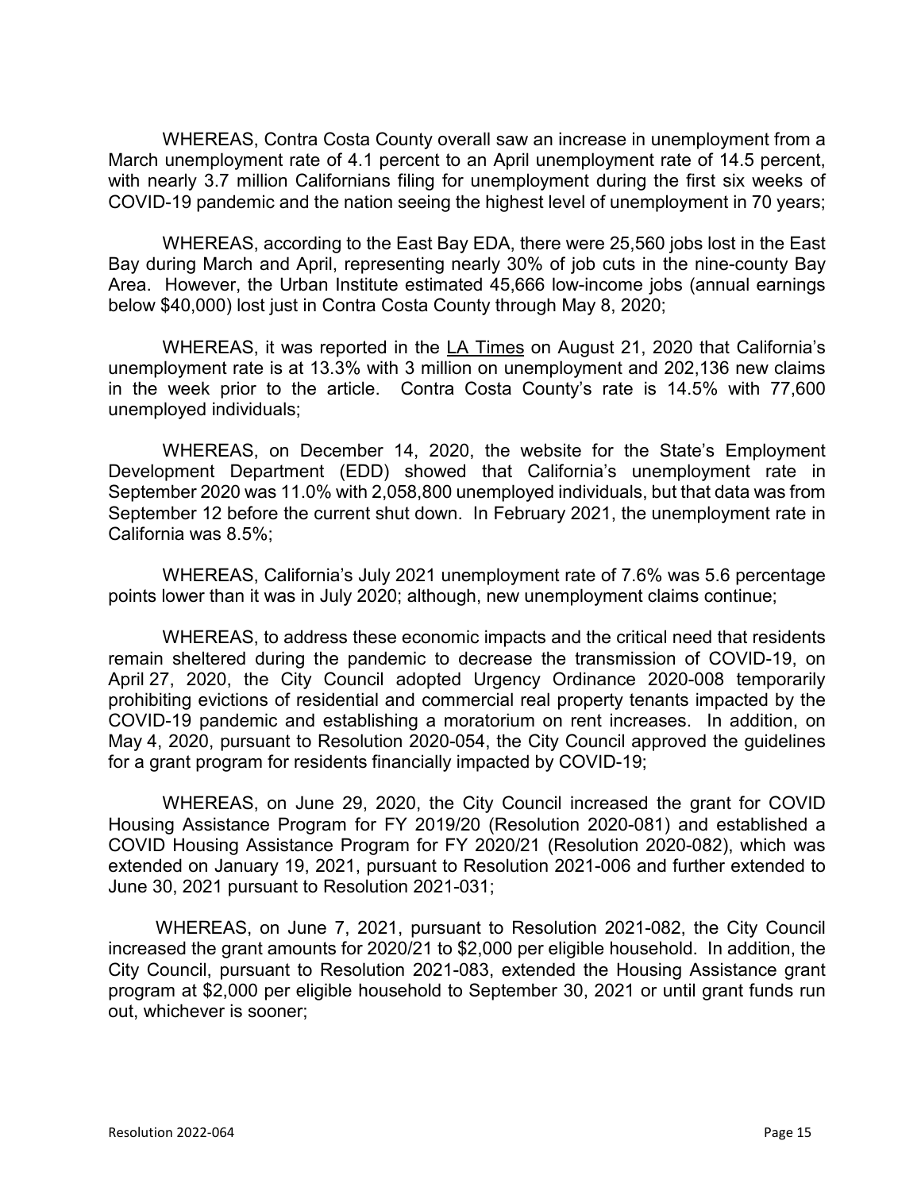WHEREAS, Contra Costa County overall saw an increase in unemployment from a March unemployment rate of 4.1 percent to an April unemployment rate of 14.5 percent, with nearly 3.7 million Californians filing for unemployment during the first six weeks of COVID-19 pandemic and the nation seeing the highest level of unemployment in 70 years;

WHEREAS, according to the East Bay EDA, there were 25,560 jobs lost in the East Bay during March and April, representing nearly 30% of job cuts in the nine-county Bay Area. However, the Urban Institute estimated 45,666 low-income jobs (annual earnings below $40,000) lost just in Contra Costa County through May 8, 2020;

WHEREAS, it was reported in the LA Times on August 21, 2020 that California's unemployment rate is at 13.3% with 3 million on unemployment and 202,136 new claims in the week prior to the article. Contra Costa County's rate is 14.5% with 77,600 unemployed individuals;

WHEREAS, on December 14, 2020, the website for the State's Employment Development Department (EDD) showed that California's unemployment rate in September 2020 was 11.0% with 2,058,800 unemployed individuals, but that data was from September 12 before the current shut down. In February 2021, the unemployment rate in California was 8.5%;

WHEREAS, California's July 2021 unemployment rate of 7.6% was 5.6 percentage points lower than it was in July 2020; although, new unemployment claims continue;

WHEREAS, to address these economic impacts and the critical need that residents remain sheltered during the pandemic to decrease the transmission of COVID-19, on April 27, 2020, the City Council adopted Urgency Ordinance 2020-008 temporarily prohibiting evictions of residential and commercial real property tenants impacted by the COVID-19 pandemic and establishing a moratorium on rent increases. In addition, on May 4, 2020, pursuant to Resolution 2020-054, the City Council approved the guidelines for a grant program for residents financially impacted by COVID-19;

WHEREAS, on June 29, 2020, the City Council increased the grant for COVID Housing Assistance Program for FY 2019/20 (Resolution 2020-081) and established a COVID Housing Assistance Program for FY 2020/21 (Resolution 2020-082), which was extended on January 19, 2021, pursuant to Resolution 2021-006 and further extended to June 30, 2021 pursuant to Resolution 2021-031;

WHEREAS, on June 7, 2021, pursuant to Resolution 2021-082, the City Council increased the grant amounts for 2020/21 to $2,000 per eligible household. In addition, the City Council, pursuant to Resolution 2021-083, extended the Housing Assistance grant program at $2,000 per eligible household to September 30, 2021 or until grant funds run out, whichever is sooner;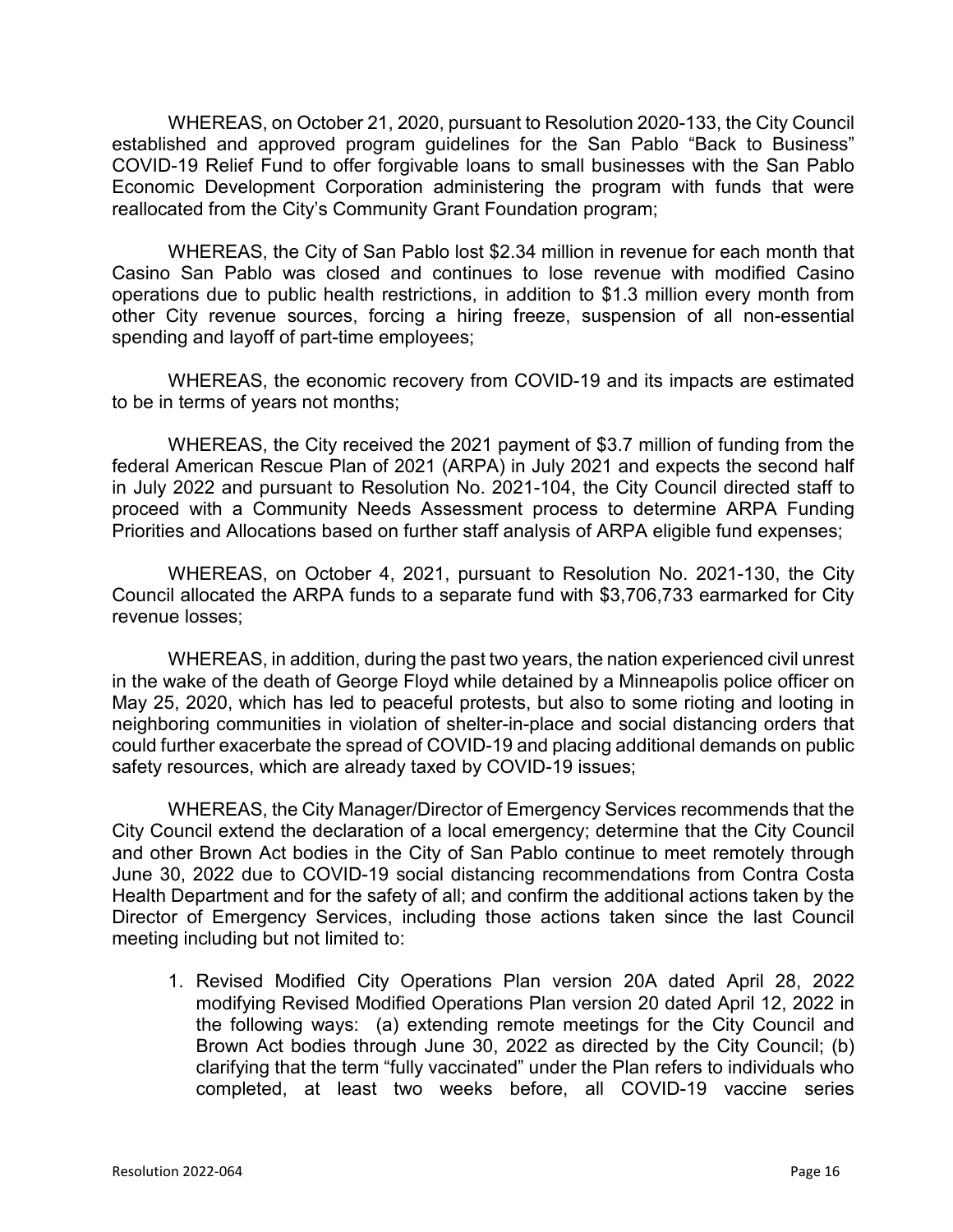WHEREAS, on October 21, 2020, pursuant to Resolution 2020-133, the City Council established and approved program guidelines for the San Pablo "Back to Business" COVID-19 Relief Fund to offer forgivable loans to small businesses with the San Pablo Economic Development Corporation administering the program with funds that were reallocated from the City's Community Grant Foundation program;

WHEREAS, the City of San Pablo lost $2.34 million in revenue for each month that Casino San Pablo was closed and continues to lose revenue with modified Casino operations due to public health restrictions, in addition to $1.3 million every month from other City revenue sources, forcing a hiring freeze, suspension of all non-essential spending and layoff of part-time employees;

WHEREAS, the economic recovery from COVID-19 and its impacts are estimated to be in terms of years not months;

WHEREAS, the City received the 2021 payment of $3.7 million of funding from the federal American Rescue Plan of 2021 (ARPA) in July 2021 and expects the second half in July 2022 and pursuant to Resolution No. 2021-104, the City Council directed staff to proceed with a Community Needs Assessment process to determine ARPA Funding Priorities and Allocations based on further staff analysis of ARPA eligible fund expenses;

WHEREAS, on October 4, 2021, pursuant to Resolution No. 2021-130, the City Council allocated the ARPA funds to a separate fund with $3,706,733 earmarked for City revenue losses;

WHEREAS, in addition, during the past two years, the nation experienced civil unrest in the wake of the death of George Floyd while detained by a Minneapolis police officer on May 25, 2020, which has led to peaceful protests, but also to some rioting and looting in neighboring communities in violation of shelter-in-place and social distancing orders that could further exacerbate the spread of COVID-19 and placing additional demands on public safety resources, which are already taxed by COVID-19 issues;

WHEREAS, the City Manager/Director of Emergency Services recommends that the City Council extend the declaration of a local emergency; determine that the City Council and other Brown Act bodies in the City of San Pablo continue to meet remotely through June 30, 2022 due to COVID-19 social distancing recommendations from Contra Costa Health Department and for the safety of all; and confirm the additional actions taken by the Director of Emergency Services, including those actions taken since the last Council meeting including but not limited to:

1. Revised Modified City Operations Plan version 20A dated April 28, 2022 modifying Revised Modified Operations Plan version 20 dated April 12, 2022 in the following ways: (a) extending remote meetings for the City Council and Brown Act bodies through June 30, 2022 as directed by the City Council; (b) clarifying that the term "fully vaccinated" under the Plan refers to individuals who completed, at least two weeks before, all COVID-19 vaccine series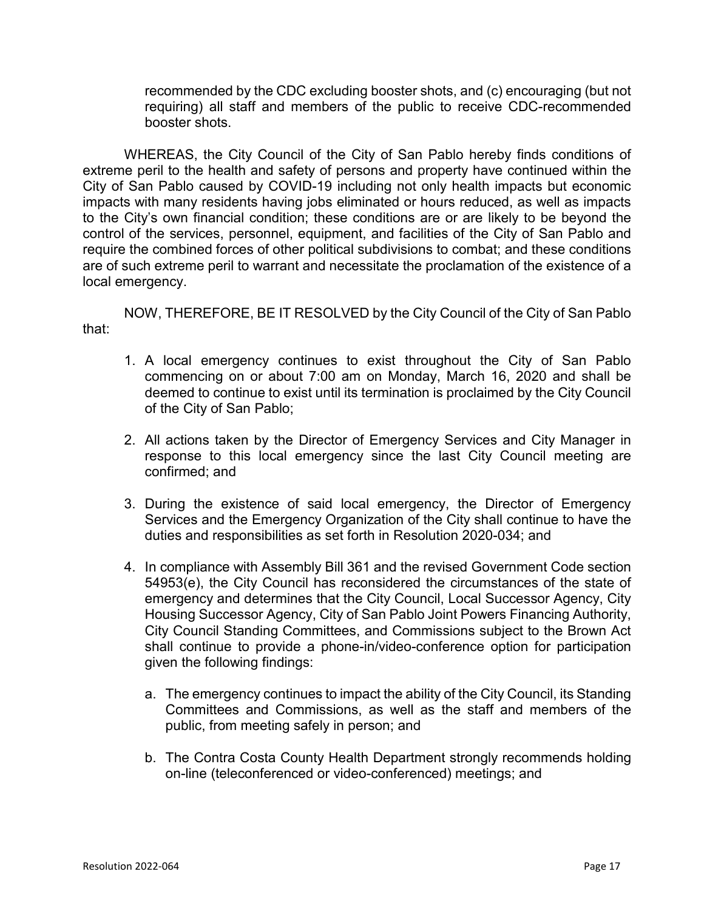recommended by the CDC excluding booster shots, and (c) encouraging (but not requiring) all staff and members of the public to receive CDC-recommended booster shots.

WHEREAS, the City Council of the City of San Pablo hereby finds conditions of extreme peril to the health and safety of persons and property have continued within the City of San Pablo caused by COVID-19 including not only health impacts but economic impacts with many residents having jobs eliminated or hours reduced, as well as impacts to the City's own financial condition; these conditions are or are likely to be beyond the control of the services, personnel, equipment, and facilities of the City of San Pablo and require the combined forces of other political subdivisions to combat; and these conditions are of such extreme peril to warrant and necessitate the proclamation of the existence of a local emergency.

NOW, THEREFORE, BE IT RESOLVED by the City Council of the City of San Pablo that:

1. A local emergency continues to exist throughout the City of San Pablo commencing on or about 7:00 am on Monday, March 16, 2020 and shall be deemed to continue to exist until its termination is proclaimed by the City Council of the City of San Pablo;

2. All actions taken by the Director of Emergency Services and City Manager in response to this local emergency since the last City Council meeting are confirmed; and

3. During the existence of said local emergency, the Director of Emergency Services and the Emergency Organization of the City shall continue to have the duties and responsibilities as set forth in Resolution 2020-034; and

4. In compliance with Assembly Bill 361 and the revised Government Code section 54953(e), the City Council has reconsidered the circumstances of the state of emergency and determines that the City Council, Local Successor Agency, City Housing Successor Agency, City of San Pablo Joint Powers Financing Authority, City Council Standing Committees, and Commissions subject to the Brown Act shall continue to provide a phone-in/video-conference option for participation given the following findings:

   a. The emergency continues to impact the ability of the City Council, its Standing Committees and Commissions, as well as the staff and members of the public, from meeting safely in person; and

   b. The Contra Costa County Health Department strongly recommends holding on-line (teleconferenced or video-conferenced) meetings; and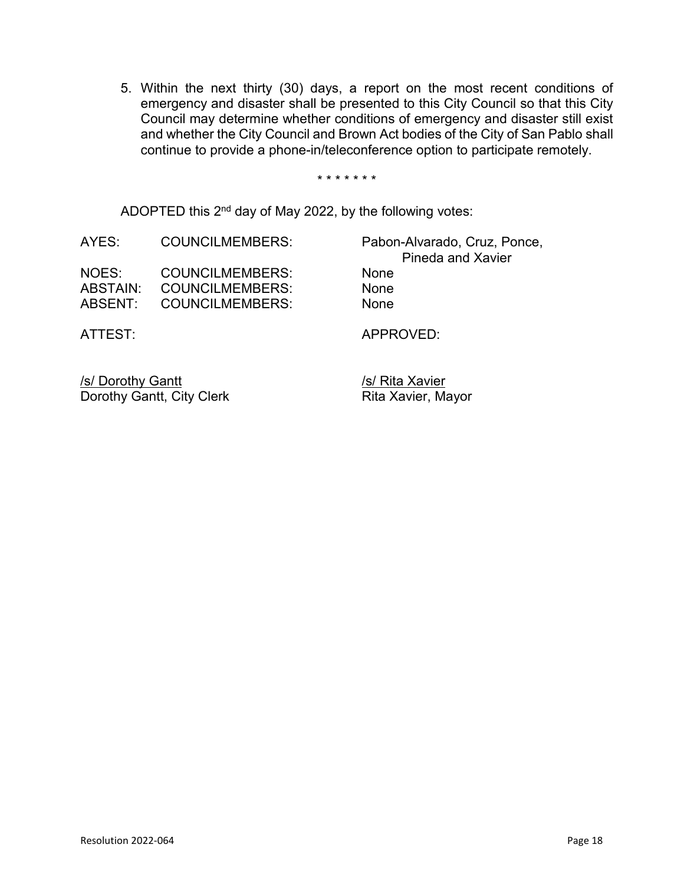5. Within the next thirty (30) days, a report on the most recent conditions of emergency and disaster shall be presented to this City Council so that this City Council may determine whether conditions of emergency and disaster still exist and whether the City Council and Brown Act bodies of the City of San Pablo shall continue to provide a phone-in/teleconference option to participate remotely.

\* \* \* \* \* \* \*

ADOPTED this 2nd day of May 2022, by the following votes:

| | | |
|---|---|---|
| AYES: | COUNCILMEMBERS: | Pabon-Alvarado, Cruz, Ponce, Pineda and Xavier |
| NOES: | COUNCILMEMBERS: | None |
| ABSTAIN: | COUNCILMEMBERS: | None |
| ABSENT: | COUNCILMEMBERS: | None |

ATTEST:

/s/ Dorothy Gantt
Dorothy Gantt, City Clerk

APPROVED:

/s/ Rita Xavier
Rita Xavier, Mayor

Resolution 2022-064